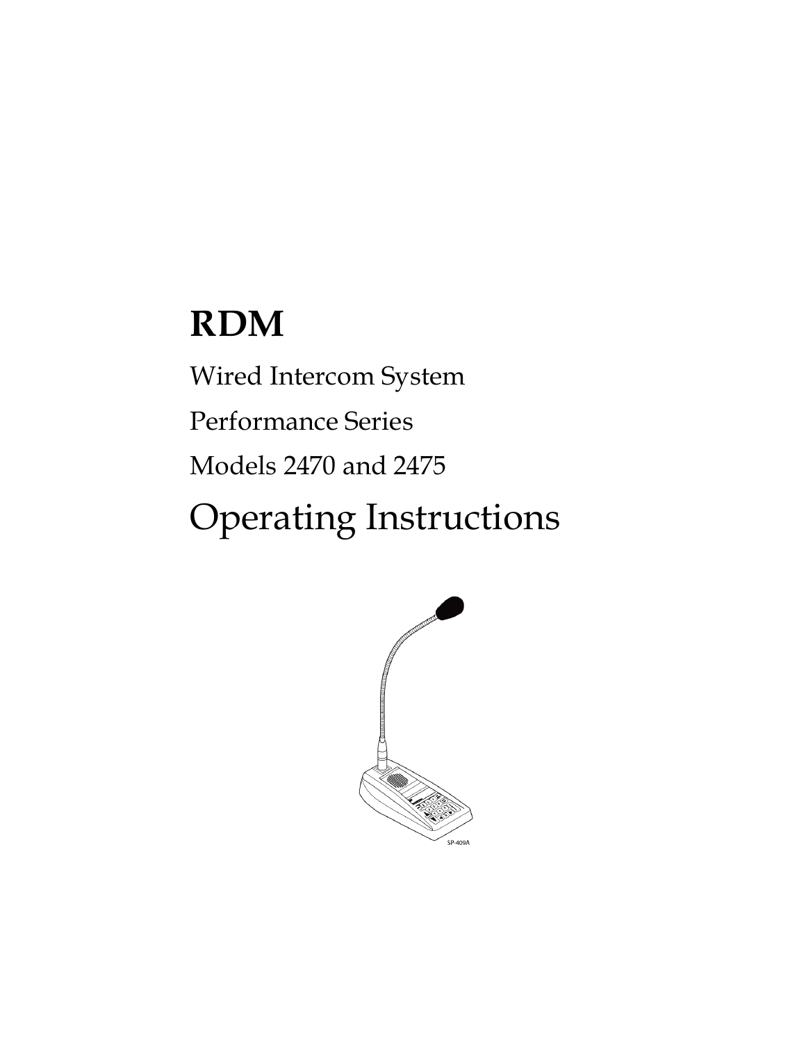# RDM

Wired Intercom System

Performance Series

Models 2470 and 2475

# Operating Instructions

SP-409A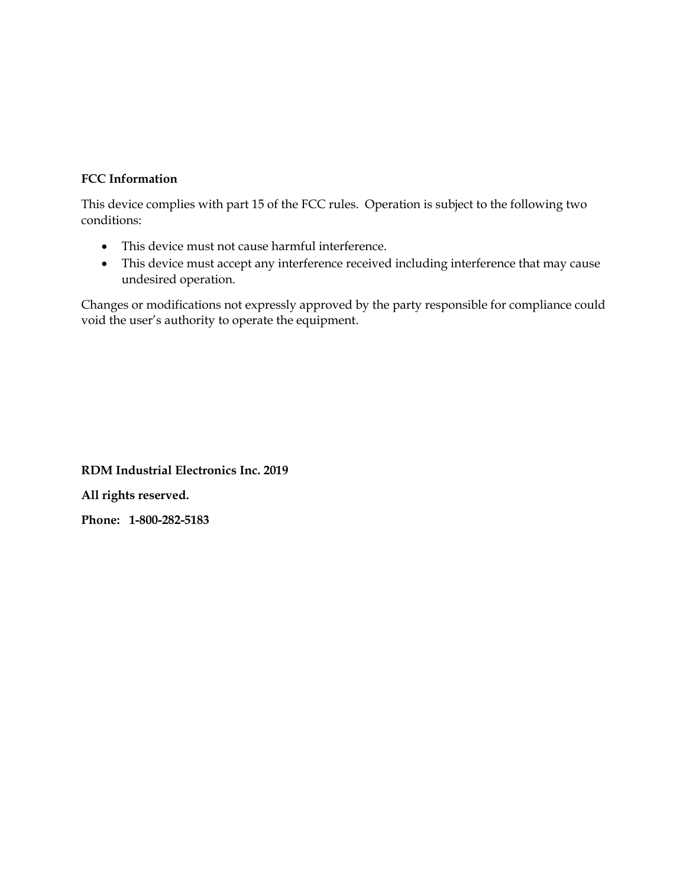**FCC Information**

This device complies with part 15 of the FCC rules. Operation is subject to the following two conditions:

- This device must not cause harmful interference.
- This device must accept any interference received including interference that may cause undesired operation.

Changes or modifications not expressly approved by the party responsible for compliance could void the user's authority to operate the equipment.

**RDM Industrial Electronics Inc. 2019**

**All rights reserved.**

**Phone: 1-800-282-5183**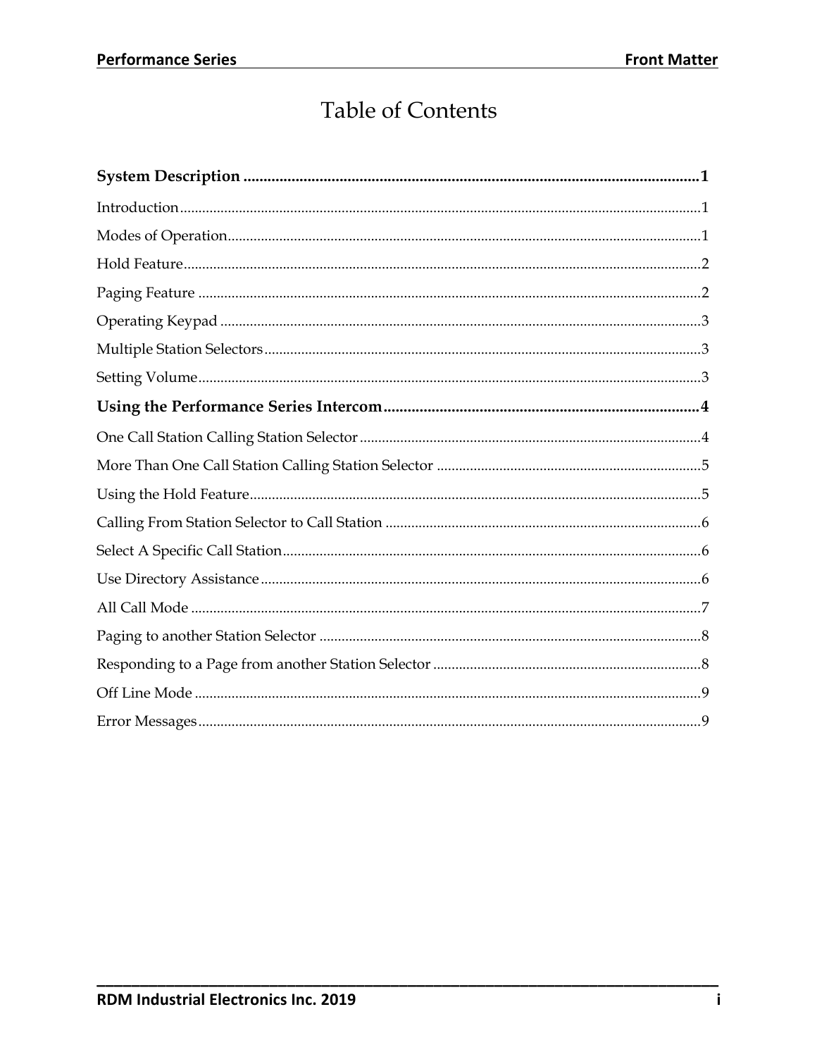# Table of Contents

**System Description ........................................................ 1**

Introduction ........................................................ 1

Modes of Operation ........................................................ 1

Hold Feature ........................................................ 2

Paging Feature ........................................................ 2

Operating Keypad ........................................................ 3

Multiple Station Selectors ........................................................ 3

Setting Volume ........................................................ 3

**Using the Performance Series Intercom ........................................................ 4**

One Call Station Calling Station Selector ........................................................ 4

More Than One Call Station Calling Station Selector ........................................................ 5

Using the Hold Feature ........................................................ 5

Calling From Station Selector to Call Station ........................................................ 6

Select A Specific Call Station ........................................................ 6

Use Directory Assistance ........................................................ 6

All Call Mode ........................................................ 7

Paging to another Station Selector ........................................................ 8

Responding to a Page from another Station Selector ........................................................ 8

Off Line Mode ........................................................ 9

Error Messages ........................................................ 9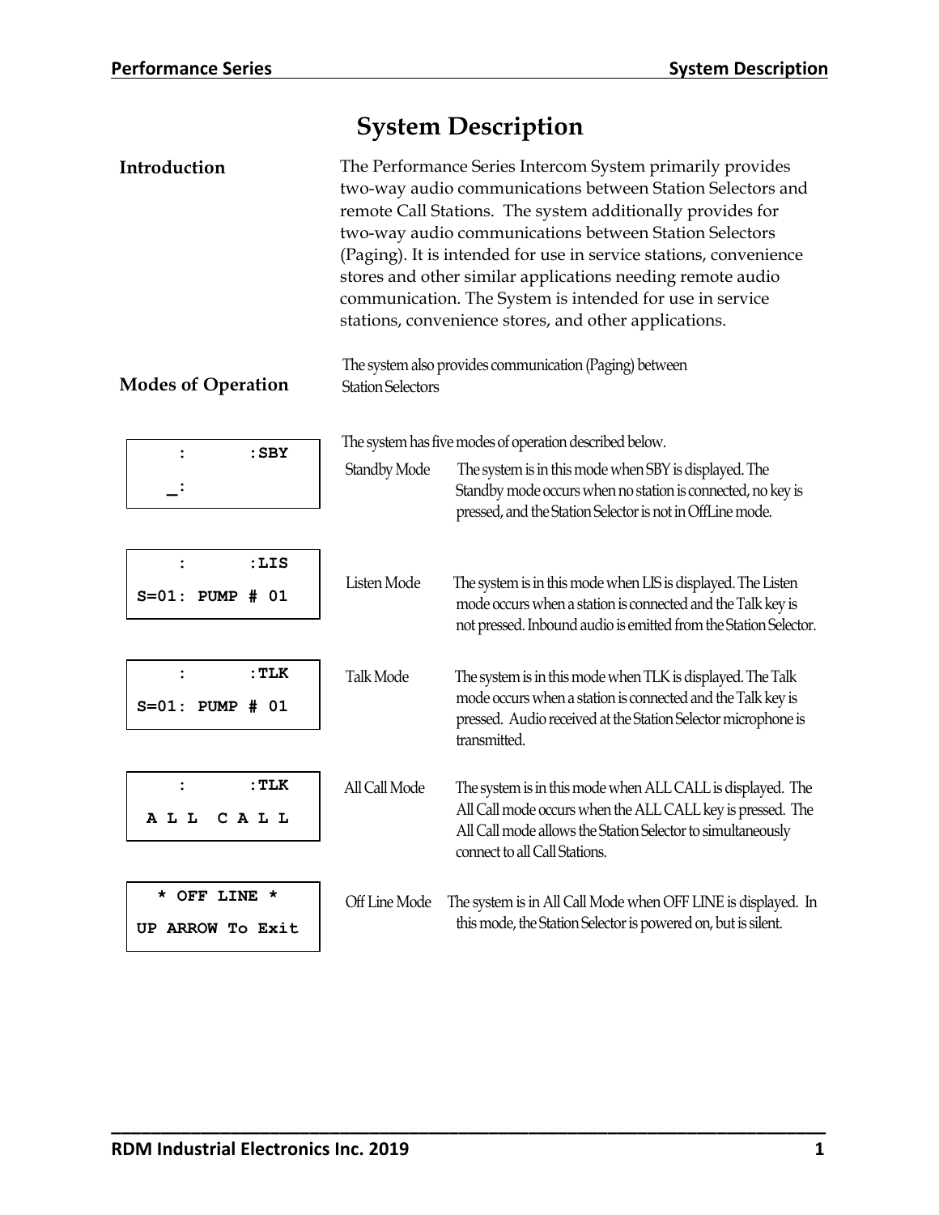# System Description

**Introduction**

The Performance Series Intercom System primarily provides two-way audio communications between Station Selectors and remote Call Stations. The system additionally provides for two-way audio communications between Station Selectors (Paging). It is intended for use in service stations, convenience stores and other similar applications needing remote audio communication. The System is intended for use in service stations, convenience stores, and other applications.

**Modes of Operation**

The system also provides communication (Paging) between Station Selectors

The system has five modes of operation described below.

```
    :      :SBY
   _:
```

**Standby Mode** — The system is in this mode when SBY is displayed. The Standby mode occurs when no station is connected, no key is pressed, and the Station Selector is not in OffLine mode.

```
    :      :LIS
S=01: PUMP # 01
```

**Listen Mode** — The system is in this mode when LIS is displayed. The Listen mode occurs when a station is connected and the Talk key is not pressed. Inbound audio is emitted from the Station Selector.

```
    :      :TLK
S=01: PUMP # 01
```

**Talk Mode** — The system is in this mode when TLK is displayed. The Talk mode occurs when a station is connected and the Talk key is pressed. Audio received at the Station Selector microphone is transmitted.

```
    :      :TLK
 A L L  C A L L
```

**All Call Mode** — The system is in this mode when ALL CALL is displayed. The All Call mode occurs when the ALL CALL key is pressed. The All Call mode allows the Station Selector to simultaneously connect to all Call Stations.

```
  * OFF LINE *
UP ARROW To Exit
```

**Off Line Mode** — The system is in All Call Mode when OFF LINE is displayed. In this mode, the Station Selector is powered on, but is silent.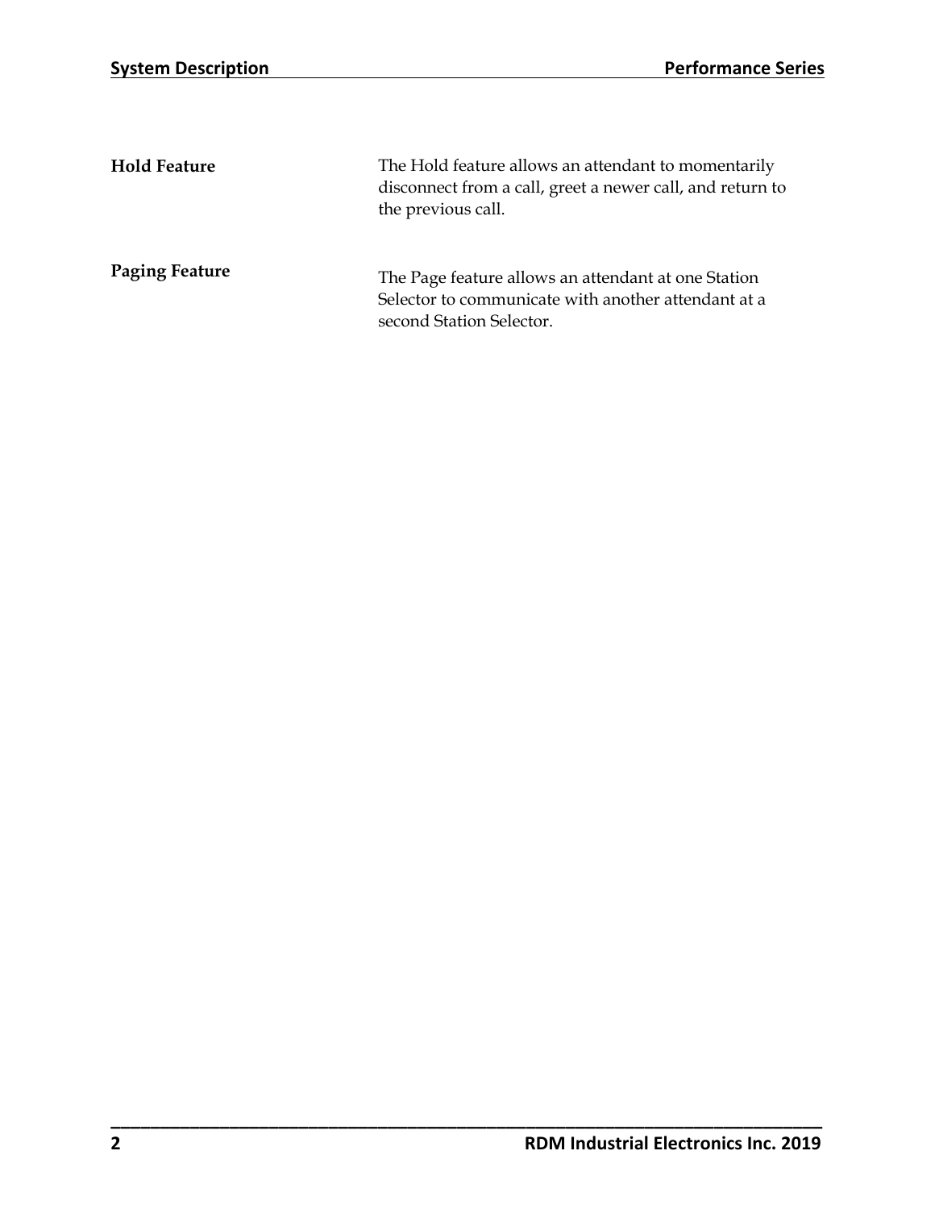**Hold Feature**

The Hold feature allows an attendant to momentarily disconnect from a call, greet a newer call, and return to the previous call.

**Paging Feature**

The Page feature allows an attendant at one Station Selector to communicate with another attendant at a second Station Selector.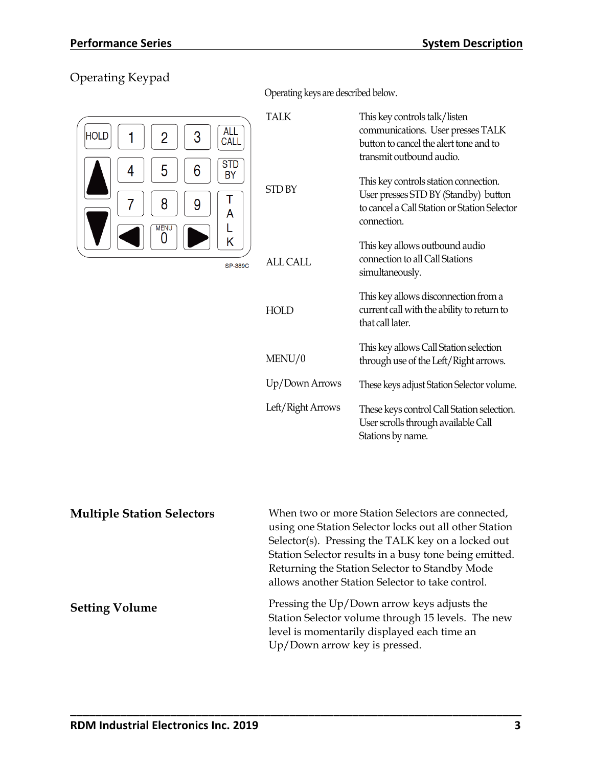## Operating Keypad

Operating keys are described below.

| Key | Description |
|---|---|
| TALK | This key controls talk/listen communications. User presses TALK button to cancel the alert tone and to transmit outbound audio. |
| STD BY | This key controls station connection. User presses STD BY (Standby) button to cancel a Call Station or Station Selector connection. |
| ALL CALL | This key allows outbound audio connection to all Call Stations simultaneously. |
| HOLD | This key allows disconnection from a current call with the ability to return to that call later. |
| MENU/0 | This key allows Call Station selection through use of the Left/Right arrows. |
| Up/Down Arrows | These keys adjust Station Selector volume. |
| Left/Right Arrows | These keys control Call Station selection. User scrolls through available Call Stations by name. |

### Multiple Station Selectors

When two or more Station Selectors are connected, using one Station Selector locks out all other Station Selector(s). Pressing the TALK key on a locked out Station Selector results in a busy tone being emitted. Returning the Station Selector to Standby Mode allows another Station Selector to take control.

### Setting Volume

Pressing the Up/Down arrow keys adjusts the Station Selector volume through 15 levels. The new level is momentarily displayed each time an Up/Down arrow key is pressed.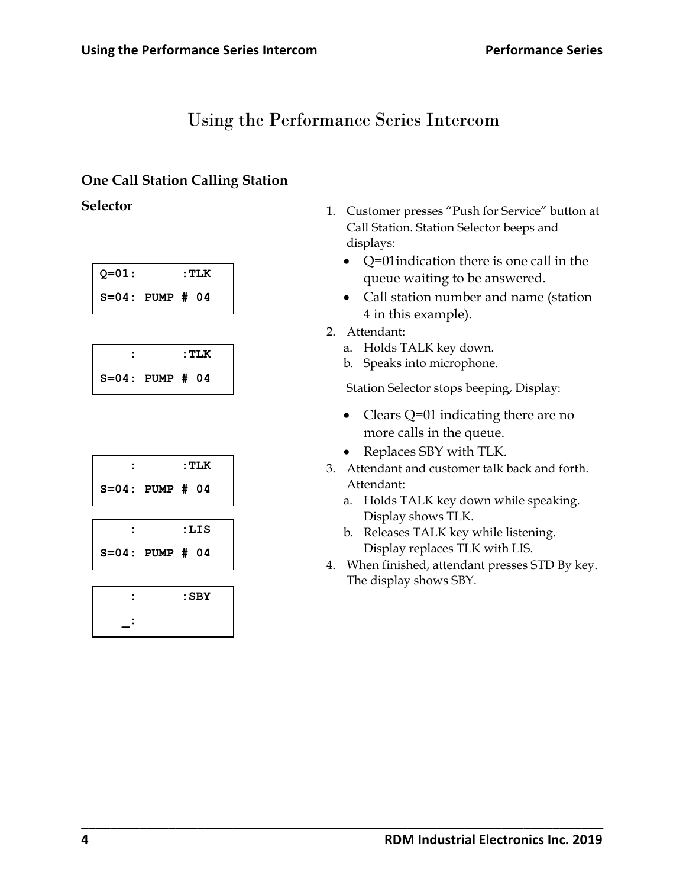# Using the Performance Series Intercom

## One Call Station Calling Station Selector

```
Q=01:      :TLK
S=04: PUMP # 04
```

1. Customer presses "Push for Service" button at Call Station. Station Selector beeps and displays:
   - Q=01indication there is one call in the queue waiting to be answered.
   - Call station number and name (station 4 in this example).

```
    :      :TLK
S=04: PUMP # 04
```

2. Attendant:
   a. Holds TALK key down.
   b. Speaks into microphone.

   Station Selector stops beeping, Display:

   - Clears Q=01 indicating there are no more calls in the queue.
   - Replaces SBY with TLK.

```
    :      :TLK
S=04: PUMP # 04
```

```
    :      :LIS
S=04: PUMP # 04
```

3. Attendant and customer talk back and forth. Attendant:
   a. Holds TALK key down while speaking. Display shows TLK.
   b. Releases TALK key while listening. Display replaces TLK with LIS.

```
    :      :SBY
   _:
```

4. When finished, attendant presses STD By key. The display shows SBY.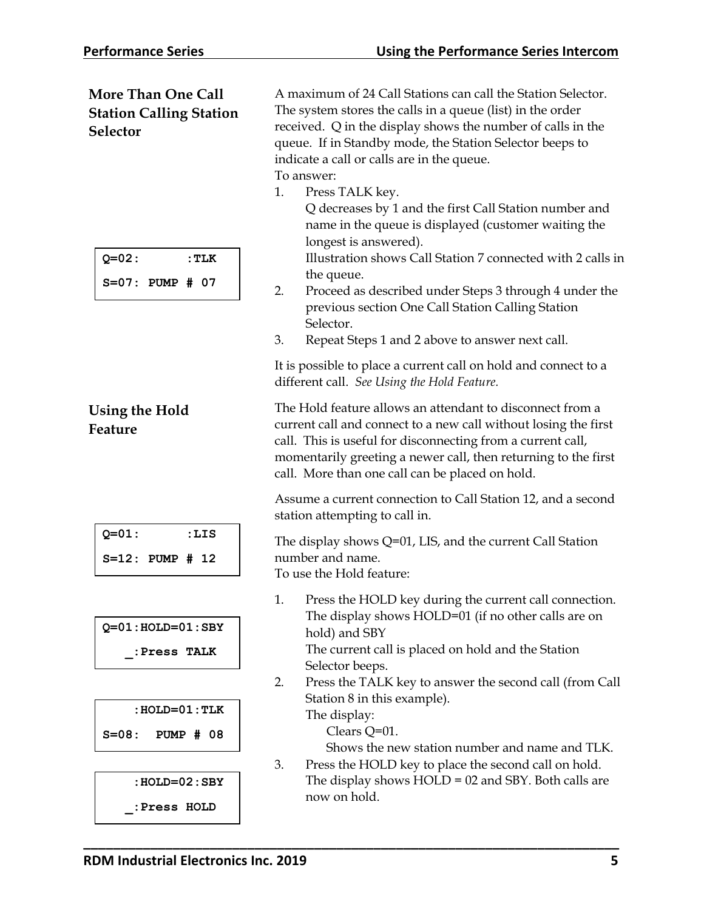## More Than One Call Station Calling Station Selector

A maximum of 24 Call Stations can call the Station Selector. The system stores the calls in a queue (list) in the order received. Q in the display shows the number of calls in the queue. If in Standby mode, the Station Selector beeps to indicate a call or calls are in the queue.

To answer:

1. Press TALK key.
   Q decreases by 1 and the first Call Station number and name in the queue is displayed (customer waiting the longest is answered).
   Illustration shows Call Station 7 connected with 2 calls in the queue.

   ```
   Q=02:      :TLK
   S=07: PUMP # 07
   ```

2. Proceed as described under Steps 3 through 4 under the previous section One Call Station Calling Station Selector.
3. Repeat Steps 1 and 2 above to answer next call.

It is possible to place a current call on hold and connect to a different call. *See Using the Hold Feature.*

## Using the Hold Feature

The Hold feature allows an attendant to disconnect from a current call and connect to a new call without losing the first call. This is useful for disconnecting from a current call, momentarily greeting a newer call, then returning to the first call. More than one call can be placed on hold.

Assume a current connection to Call Station 12, and a second station attempting to call in.

```
Q=01:      :LIS
S=12: PUMP # 12
```

The display shows Q=01, LIS, and the current Call Station number and name.

To use the Hold feature:

1. Press the HOLD key during the current call connection.
   The display shows HOLD=01 (if no other calls are on hold) and SBY
   The current call is placed on hold and the Station Selector beeps.

   ```
   Q=01:HOLD=01:SBY
      _:Press TALK
   ```

2. Press the TALK key to answer the second call (from Call Station 8 in this example).
   The display:
   Clears Q=01.
   Shows the new station number and name and TLK.

   ```
       :HOLD=01:TLK
   S=08:  PUMP # 08
   ```

3. Press the HOLD key to place the second call on hold.
   The display shows HOLD = 02 and SBY. Both calls are now on hold.

   ```
       :HOLD=02:SBY
      _:Press HOLD
   ```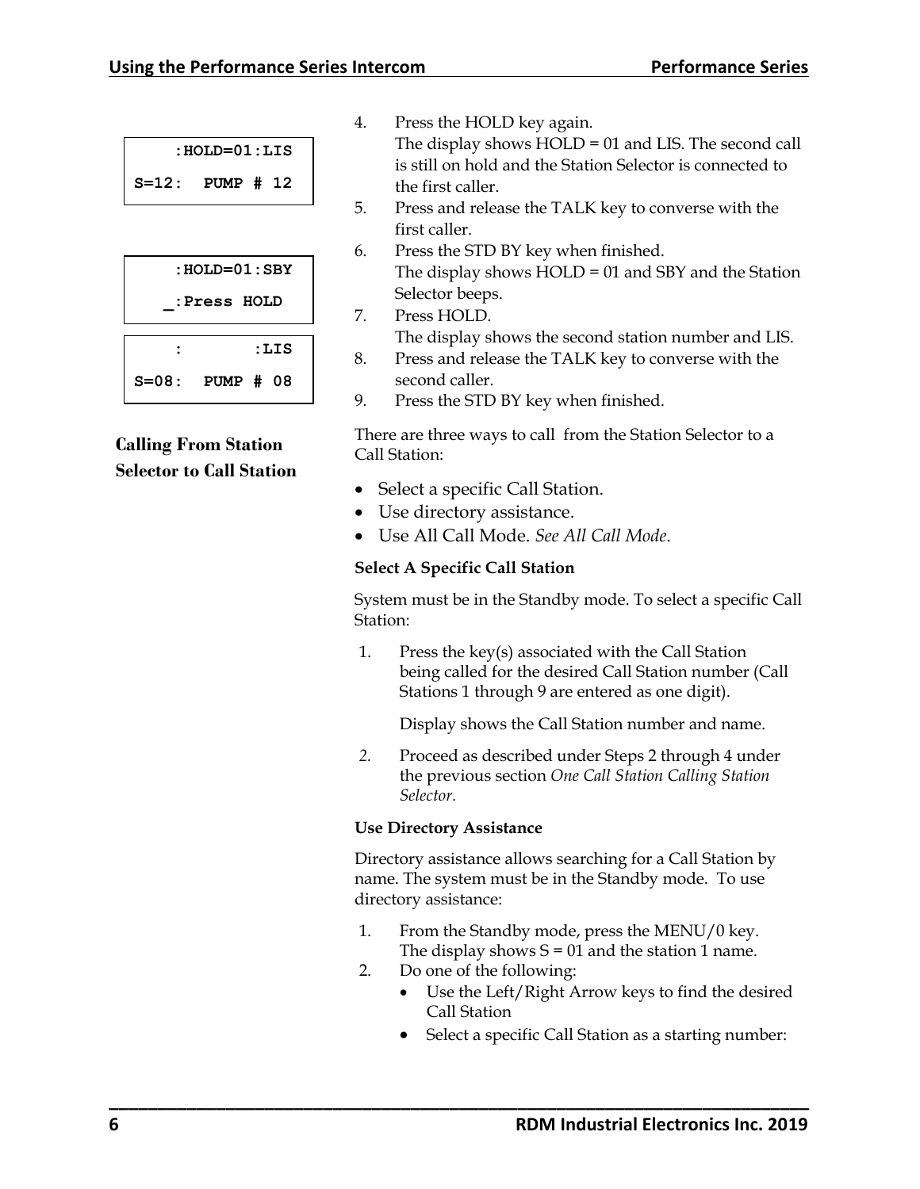```
    :HOLD=01:LIS
S=12:  PUMP # 12
```

4. Press the HOLD key again.
   The display shows HOLD = 01 and LIS. The second call is still on hold and the Station Selector is connected to the first caller.
5. Press and release the TALK key to converse with the first caller.
6. Press the STD BY key when finished.
   The display shows HOLD = 01 and SBY and the Station Selector beeps.

```
    :HOLD=01:SBY
   _:Press HOLD
```

7. Press HOLD.
   The display shows the second station number and LIS.

```
    :       :LIS
S=08:  PUMP # 08
```

8. Press and release the TALK key to converse with the second caller.
9. Press the STD BY key when finished.

## Calling From Station Selector to Call Station

There are three ways to call from the Station Selector to a Call Station:

- Select a specific Call Station.
- Use directory assistance.
- Use All Call Mode. *See All Call Mode*.

### Select A Specific Call Station

System must be in the Standby mode. To select a specific Call Station:

1. Press the key(s) associated with the Call Station being called for the desired Call Station number (Call Stations 1 through 9 are entered as one digit).

   Display shows the Call Station number and name.

2. Proceed as described under Steps 2 through 4 under the previous section *One Call Station Calling Station Selector.*

### Use Directory Assistance

Directory assistance allows searching for a Call Station by name. The system must be in the Standby mode. To use directory assistance:

1. From the Standby mode, press the MENU/0 key.
   The display shows S = 01 and the station 1 name.
2. Do one of the following:
   - Use the Left/Right Arrow keys to find the desired Call Station
   - Select a specific Call Station as a starting number: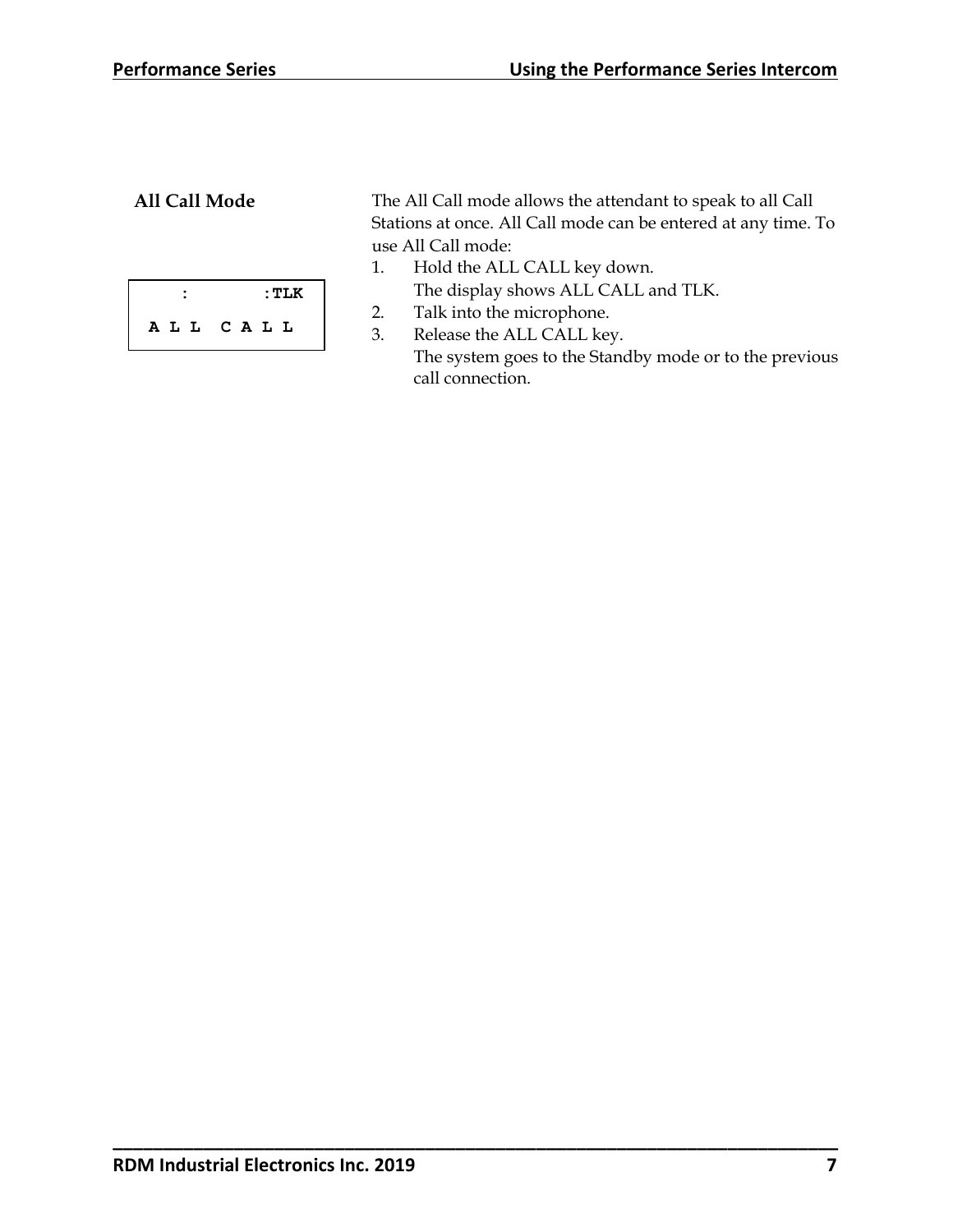## All Call Mode

```
   :        :TLK
 A L L  C A L L
```

The All Call mode allows the attendant to speak to all Call Stations at once. All Call mode can be entered at any time. To use All Call mode:

1. Hold the ALL CALL key down.
   The display shows ALL CALL and TLK.
2. Talk into the microphone.
3. Release the ALL CALL key.
   The system goes to the Standby mode or to the previous call connection.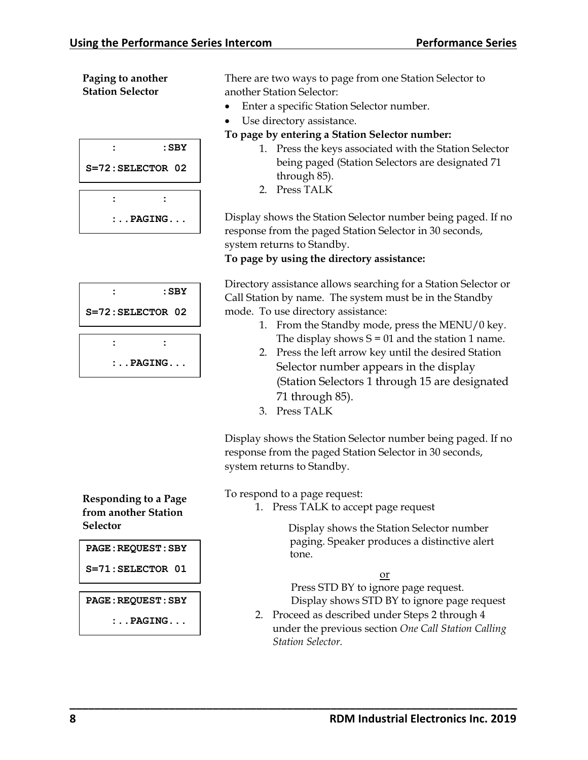### Paging to another Station Selector

There are two ways to page from one Station Selector to another Station Selector:

- Enter a specific Station Selector number.
- Use directory assistance.

**To page by entering a Station Selector number:**

```
    :       :SBY
S=72:SELECTOR 02
```

```
    :       :
    :..PAGING...
```

1. Press the keys associated with the Station Selector being paged (Station Selectors are designated 71 through 85).
2. Press TALK

Display shows the Station Selector number being paged. If no response from the paged Station Selector in 30 seconds, system returns to Standby.

**To page by using the directory assistance:**

```
    :       :SBY
S=72:SELECTOR 02
```

```
    :       :
    :..PAGING...
```

Directory assistance allows searching for a Station Selector or Call Station by name. The system must be in the Standby mode. To use directory assistance:

1. From the Standby mode, press the MENU/0 key. The display shows S = 01 and the station 1 name.
2. Press the left arrow key until the desired Station Selector number appears in the display (Station Selectors 1 through 15 are designated 71 through 85).
3. Press TALK

Display shows the Station Selector number being paged. If no response from the paged Station Selector in 30 seconds, system returns to Standby.

### Responding to a Page from another Station Selector

```
PAGE:REQUEST:SBY
S=71:SELECTOR 01
```

```
PAGE:REQUEST:SBY
    :..PAGING...
```

To respond to a page request:

1. Press TALK to accept page request

   Display shows the Station Selector number paging. Speaker produces a distinctive alert tone.

   or

   Press STD BY to ignore page request.
   Display shows STD BY to ignore page request

2. Proceed as described under Steps 2 through 4 under the previous section *One Call Station Calling Station Selector.*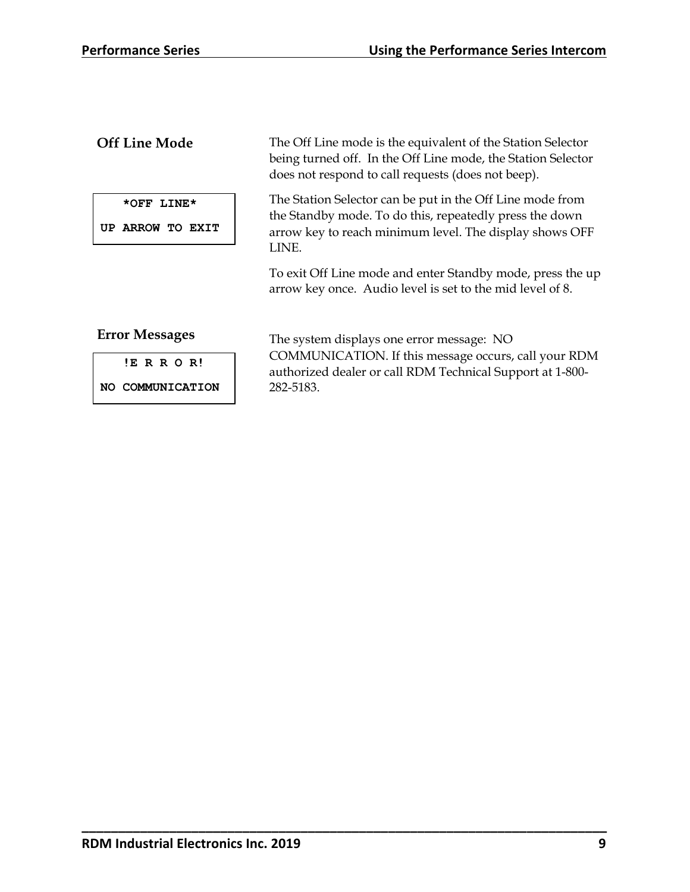## Off Line Mode

```
    *OFF LINE*
UP ARROW TO EXIT
```

The Off Line mode is the equivalent of the Station Selector being turned off. In the Off Line mode, the Station Selector does not respond to call requests (does not beep).

The Station Selector can be put in the Off Line mode from the Standby mode. To do this, repeatedly press the down arrow key to reach minimum level. The display shows OFF LINE.

To exit Off Line mode and enter Standby mode, press the up arrow key once. Audio level is set to the mid level of 8.

## Error Messages

```
   !E R R O R!
NO COMMUNICATION
```

The system displays one error message: NO COMMUNICATION. If this message occurs, call your RDM authorized dealer or call RDM Technical Support at 1-800-282-5183.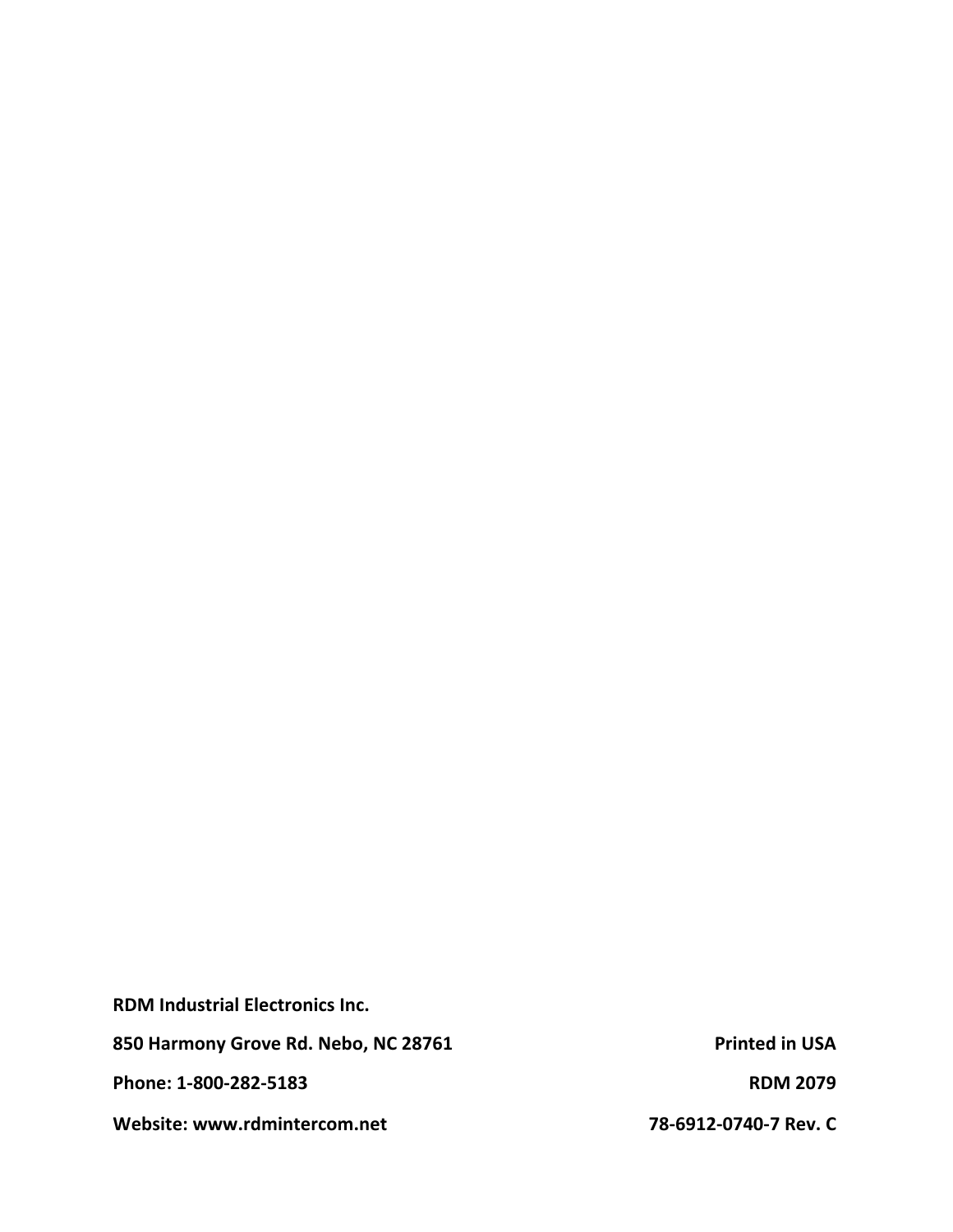**RDM Industrial Electronics Inc.**

**850 Harmony Grove Rd. Nebo, NC 28761** **Printed in USA**

**Phone: 1-800-282-5183** **RDM 2079**

**Website: www.rdmintercom.net** **78-6912-0740-7 Rev. C**